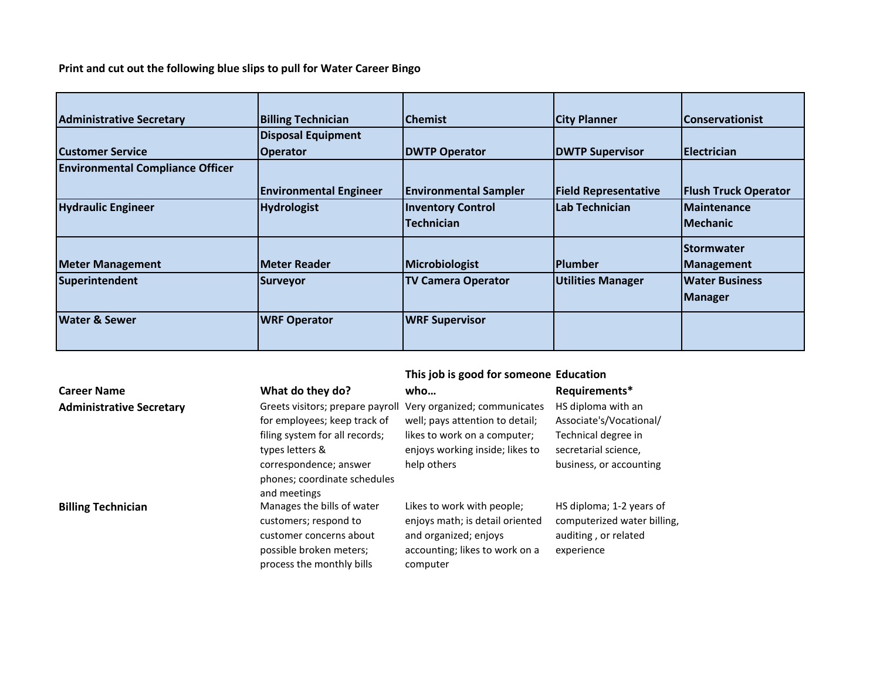**Print and cut out the following blue slips to pull for Water Career Bingo**

| | | | | |
|---|---|---|---|---|
| Administrative Secretary | Billing Technician | Chemist | City Planner | Conservationist |
| Customer Service | Disposal Equipment Operator | DWTP Operator | DWTP Supervisor | Electrician |
| Environmental Compliance Officer | Environmental Engineer | Environmental Sampler | Field Representative | Flush Truck Operator |
| Hydraulic Engineer | Hydrologist | Inventory Control Technician | Lab Technician | Maintenance Mechanic |
| Meter Management | Meter Reader | Microbiologist | Plumber | Stormwater Management |
| Superintendent | Surveyor | TV Camera Operator | Utilities Manager | Water Business Manager |
| Water & Sewer | WRF Operator | WRF Supervisor | | |

| Career Name | What do they do? | This job is good for someone who… | Education Requirements* |
|---|---|---|---|
| **Administrative Secretary** | Greets visitors; prepare payroll for employees; keep track of filing system for all records; types letters & correspondence; answer phones; coordinate schedules and meetings | Very organized; communicates well; pays attention to detail; likes to work on a computer; enjoys working inside; likes to help others | HS diploma with an Associate's/Vocational/ Technical degree in secretarial science, business, or accounting |
| **Billing Technician** | Manages the bills of water customers; respond to customer concerns about possible broken meters; process the monthly bills | Likes to work with people; enjoys math; is detail oriented and organized; enjoys accounting; likes to work on a computer | HS diploma; 1-2 years of computerized water billing, auditing , or related experience |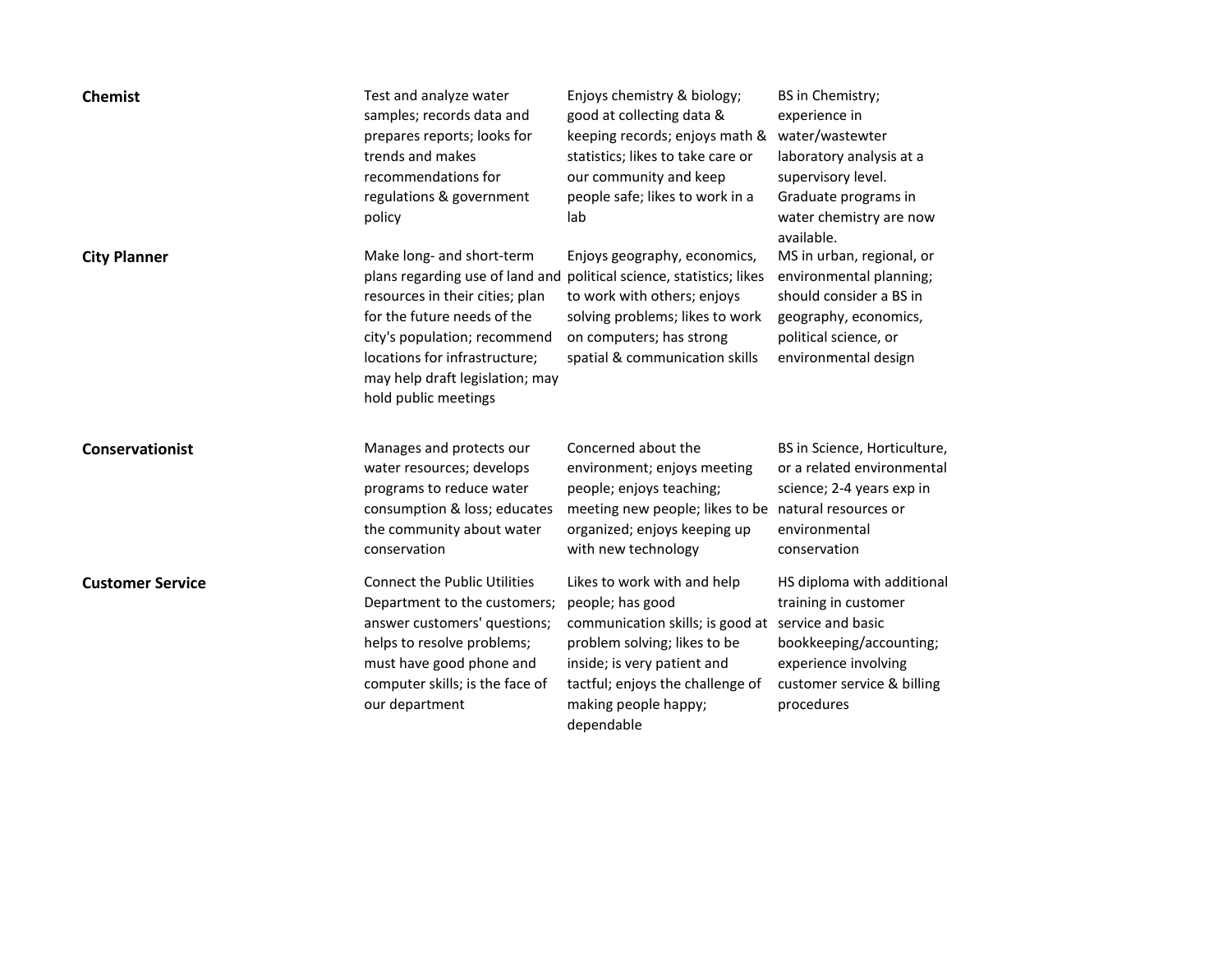| | | | |
|---|---|---|---|
| **Chemist** | Test and analyze water samples; records data and prepares reports; looks for trends and makes recommendations for regulations & government policy | Enjoys chemistry & biology; good at collecting data & keeping records; enjoys math & statistics; likes to take care or our community and keep people safe; likes to work in a lab | BS in Chemistry; experience in water/wastewter laboratory analysis at a supervisory level. Graduate programs in water chemistry are now available. |
| **City Planner** | Make long- and short-term plans regarding use of land and resources in their cities; plan for the future needs of the city's population; recommend locations for infrastructure; may help draft legislation; may hold public meetings | Enjoys geography, economics, political science, statistics; likes to work with others; enjoys solving problems; likes to work on computers; has strong spatial & communication skills | MS in urban, regional, or environmental planning; should consider a BS in geography, economics, political science, or environmental design |
| **Conservationist** | Manages and protects our water resources; develops programs to reduce water consumption & loss; educates the community about water conservation | Concerned about the environment; enjoys meeting people; enjoys teaching; meeting new people; likes to be organized; enjoys keeping up with new technology | BS in Science, Horticulture, or a related environmental science; 2-4 years exp in natural resources or environmental conservation |
| **Customer Service** | Connect the Public Utilities Department to the customers; answer customers' questions; helps to resolve problems; must have good phone and computer skills; is the face of our department | Likes to work with and help people; has good communication skills; is good at problem solving; likes to be inside; is very patient and tactful; enjoys the challenge of making people happy; dependable | HS diploma with additional training in customer service and basic bookkeeping/accounting; experience involving customer service & billing procedures |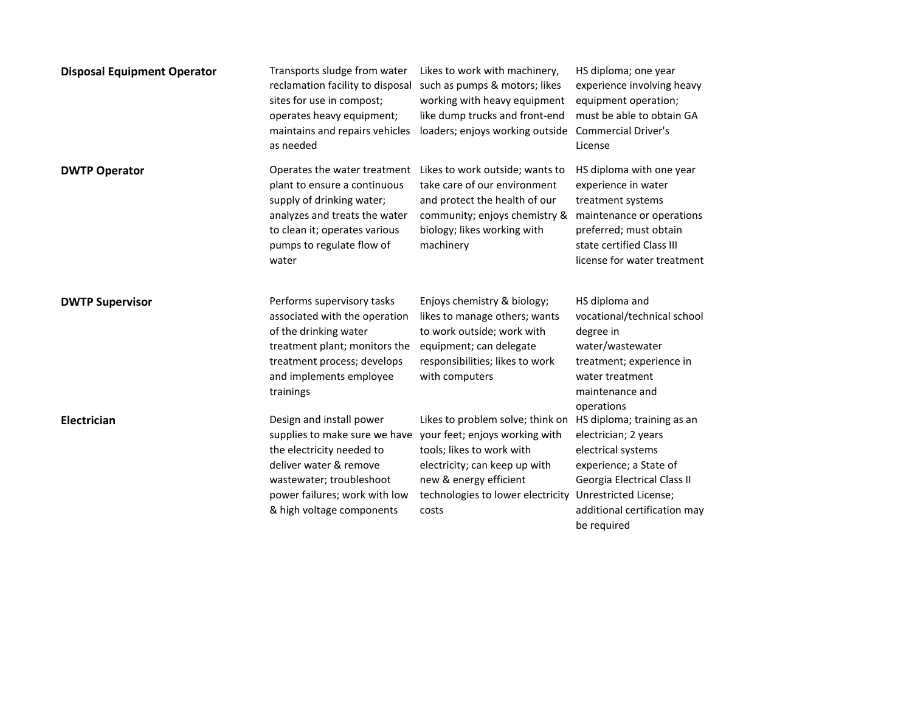| | | | |
|---|---|---|---|
| **Disposal Equipment Operator** | Transports sludge from water reclamation facility to disposal sites for use in compost; operates heavy equipment; maintains and repairs vehicles as needed | Likes to work with machinery, such as pumps & motors; likes working with heavy equipment like dump trucks and front-end loaders; enjoys working outside | HS diploma; one year experience involving heavy equipment operation; must be able to obtain GA Commercial Driver's License |
| **DWTP Operator** | Operates the water treatment plant to ensure a continuous supply of drinking water; analyzes and treats the water to clean it; operates various pumps to regulate flow of water | Likes to work outside; wants to take care of our environment and protect the health of our community; enjoys chemistry & biology; likes working with machinery | HS diploma with one year experience in water treatment systems maintenance or operations preferred; must obtain state certified Class III license for water treatment |
| **DWTP Supervisor** | Performs supervisory tasks associated with the operation of the drinking water treatment plant; monitors the treatment process; develops and implements employee trainings | Enjoys chemistry & biology; likes to manage others; wants to work outside; work with equipment; can delegate responsibilities; likes to work with computers | HS diploma and vocational/technical school degree in water/wastewater treatment; experience in water treatment maintenance and operations |
| **Electrician** | Design and install power supplies to make sure we have the electricity needed to deliver water & remove wastewater; troubleshoot power failures; work with low & high voltage components | Likes to problem solve; think on your feet; enjoys working with tools; likes to work with electricity; can keep up with new & energy efficient technologies to lower electricity costs | HS diploma; training as an electrician; 2 years electrical systems experience; a State of Georgia Electrical Class II Unrestricted License; additional certification may be required |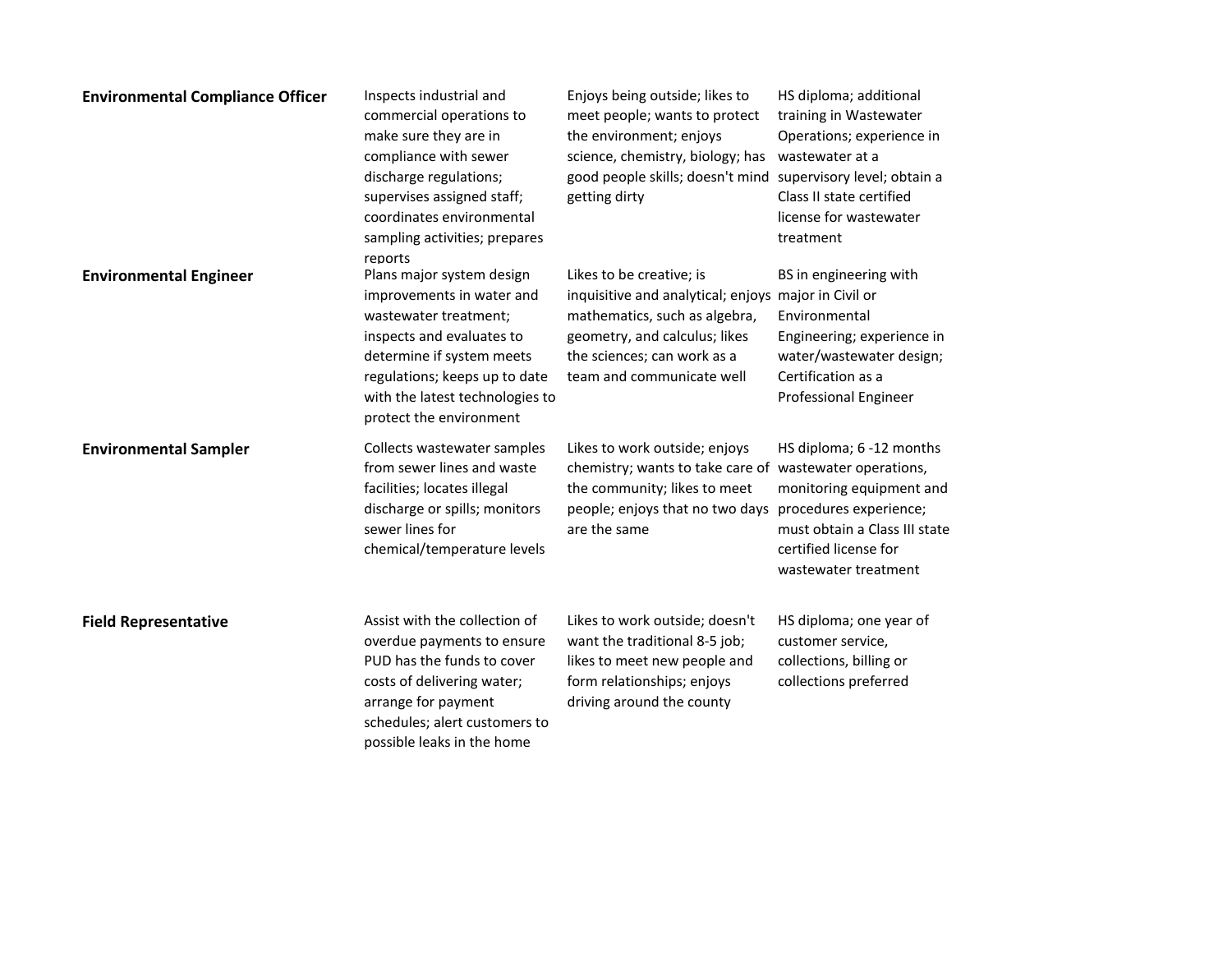| | | | |
|---|---|---|---|
| **Environmental Compliance Officer** | Inspects industrial and commercial operations to make sure they are in compliance with sewer discharge regulations; supervises assigned staff; coordinates environmental sampling activities; prepares reports | Enjoys being outside; likes to meet people; wants to protect the environment; enjoys science, chemistry, biology; has good people skills; doesn't mind getting dirty | HS diploma; additional training in Wastewater Operations; experience in wastewater at a supervisory level; obtain a Class II state certified license for wastewater treatment |
| **Environmental Engineer** | Plans major system design improvements in water and wastewater treatment; inspects and evaluates to determine if system meets regulations; keeps up to date with the latest technologies to protect the environment | Likes to be creative; is inquisitive and analytical; enjoys mathematics, such as algebra, geometry, and calculus; likes the sciences; can work as a team and communicate well | BS in engineering with major in Civil or Environmental Engineering; experience in water/wastewater design; Certification as a Professional Engineer |
| **Environmental Sampler** | Collects wastewater samples from sewer lines and waste facilities; locates illegal discharge or spills; monitors sewer lines for chemical/temperature levels | Likes to work outside; enjoys chemistry; wants to take care of the community; likes to meet people; enjoys that no two days are the same | HS diploma; 6 -12 months wastewater operations, monitoring equipment and procedures experience; must obtain a Class III state certified license for wastewater treatment |
| **Field Representative** | Assist with the collection of overdue payments to ensure PUD has the funds to cover costs of delivering water; arrange for payment schedules; alert customers to possible leaks in the home | Likes to work outside; doesn't want the traditional 8-5 job; likes to meet new people and form relationships; enjoys driving around the county | HS diploma; one year of customer service, collections, billing or collections preferred |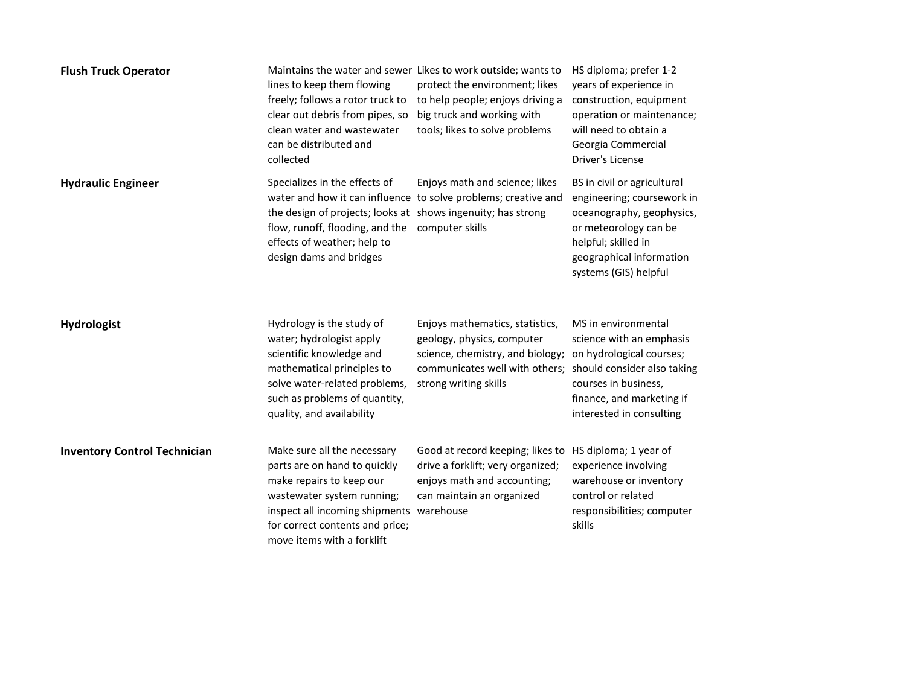| | | | |
|---|---|---|---|
| **Flush Truck Operator** | Maintains the water and sewer lines to keep them flowing freely; follows a rotor truck to clear out debris from pipes, so clean water and wastewater can be distributed and collected | Likes to work outside; wants to protect the environment; likes to help people; enjoys driving a big truck and working with tools; likes to solve problems | HS diploma; prefer 1-2 years of experience in construction, equipment operation or maintenance; will need to obtain a Georgia Commercial Driver's License |
| **Hydraulic Engineer** | Specializes in the effects of water and how it can influence the design of projects; looks at flow, runoff, flooding, and the effects of weather; help to design dams and bridges | Enjoys math and science; likes to solve problems; creative and shows ingenuity; has strong computer skills | BS in civil or agricultural engineering; coursework in oceanography, geophysics, or meteorology can be helpful; skilled in geographical information systems (GIS) helpful |
| **Hydrologist** | Hydrology is the study of water; hydrologist apply scientific knowledge and mathematical principles to solve water-related problems, such as problems of quantity, quality, and availability | Enjoys mathematics, statistics, geology, physics, computer science, chemistry, and biology; communicates well with others; strong writing skills | MS in environmental science with an emphasis on hydrological courses; should consider also taking courses in business, finance, and marketing if interested in consulting |
| **Inventory Control Technician** | Make sure all the necessary parts are on hand to quickly make repairs to keep our wastewater system running; inspect all incoming shipments for correct contents and price; move items with a forklift | Good at record keeping; likes to drive a forklift; very organized; enjoys math and accounting; can maintain an organized warehouse | HS diploma; 1 year of experience involving warehouse or inventory control or related responsibilities; computer skills |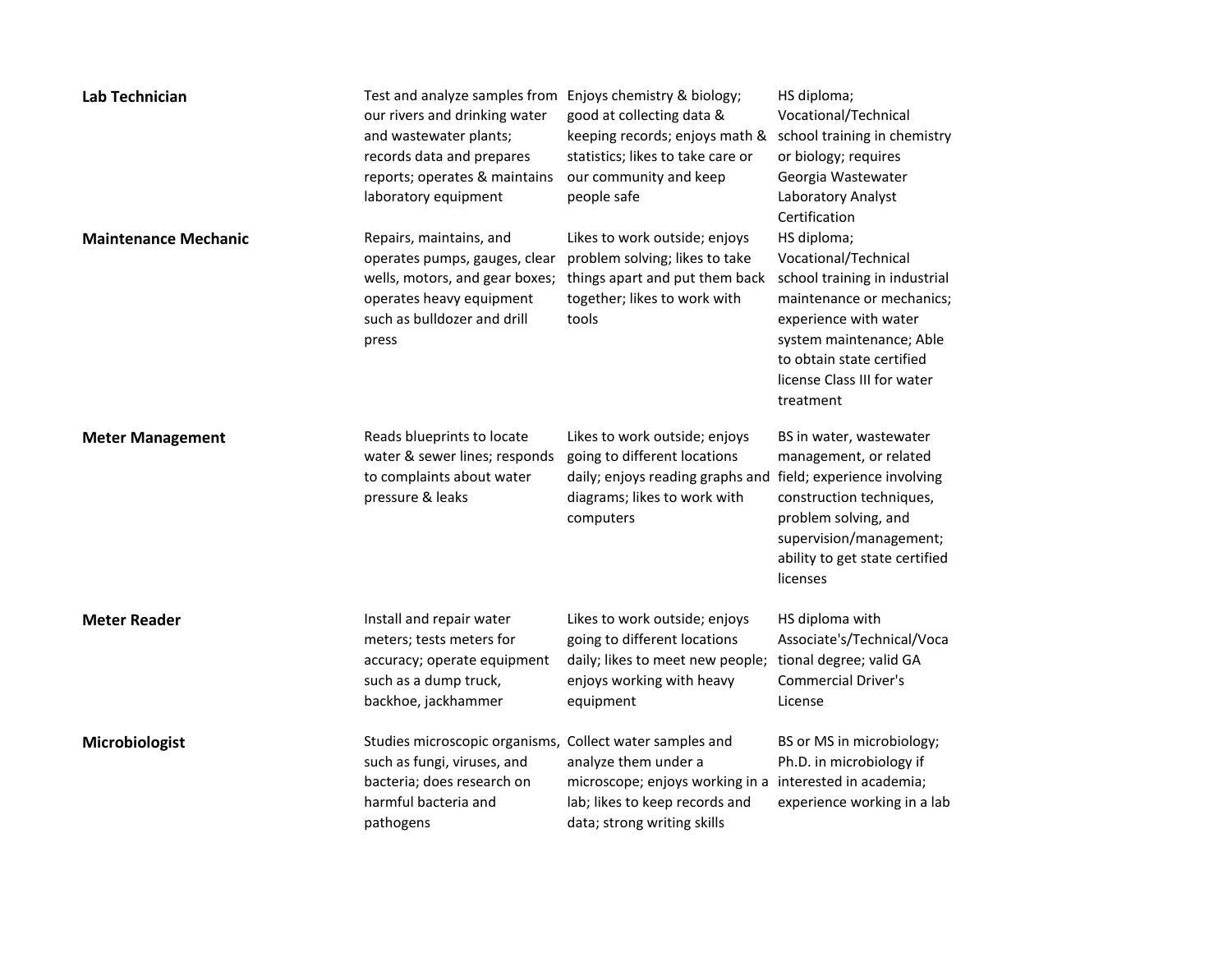| | | | |
|---|---|---|---|
| **Lab Technician** | Test and analyze samples from our rivers and drinking water and wastewater plants; records data and prepares reports; operates & maintains laboratory equipment | Enjoys chemistry & biology; good at collecting data & keeping records; enjoys math & statistics; likes to take care or our community and keep people safe | HS diploma; Vocational/Technical school training in chemistry or biology; requires Georgia Wastewater Laboratory Analyst Certification |
| **Maintenance Mechanic** | Repairs, maintains, and operates pumps, gauges, clear wells, motors, and gear boxes; operates heavy equipment such as bulldozer and drill press | Likes to work outside; enjoys problem solving; likes to take things apart and put them back together; likes to work with tools | HS diploma; Vocational/Technical school training in industrial maintenance or mechanics; experience with water system maintenance; Able to obtain state certified license Class III for water treatment |
| **Meter Management** | Reads blueprints to locate water & sewer lines; responds to complaints about water pressure & leaks | Likes to work outside; enjoys going to different locations daily; enjoys reading graphs and diagrams; likes to work with computers | BS in water, wastewater management, or related field; experience involving construction techniques, problem solving, and supervision/management; ability to get state certified licenses |
| **Meter Reader** | Install and repair water meters; tests meters for accuracy; operate equipment such as a dump truck, backhoe, jackhammer | Likes to work outside; enjoys going to different locations daily; likes to meet new people; enjoys working with heavy equipment | HS diploma with Associate's/Technical/Vocational degree; valid GA Commercial Driver's License |
| **Microbiologist** | Studies microscopic organisms, such as fungi, viruses, and bacteria; does research on harmful bacteria and pathogens | Collect water samples and analyze them under a microscope; enjoys working in a lab; likes to keep records and data; strong writing skills | BS or MS in microbiology; Ph.D. in microbiology if interested in academia; experience working in a lab |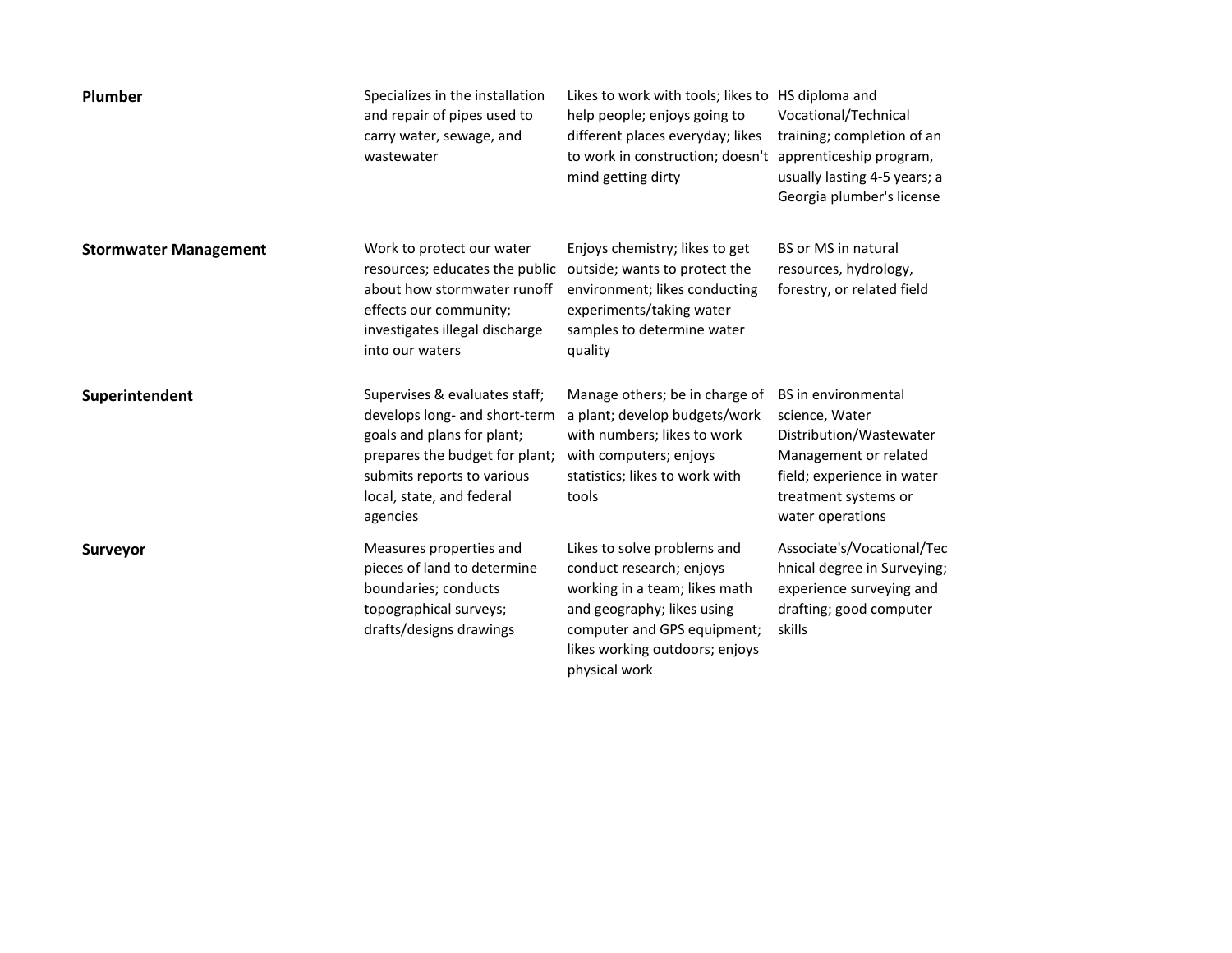| | | | |
|---|---|---|---|
| **Plumber** | Specializes in the installation and repair of pipes used to carry water, sewage, and wastewater | Likes to work with tools; likes to help people; enjoys going to different places everyday; likes to work in construction; doesn't mind getting dirty | HS diploma and Vocational/Technical training; completion of an apprenticeship program, usually lasting 4-5 years; a Georgia plumber's license |
| **Stormwater Management** | Work to protect our water resources; educates the public about how stormwater runoff effects our community; investigates illegal discharge into our waters | Enjoys chemistry; likes to get outside; wants to protect the environment; likes conducting experiments/taking water samples to determine water quality | BS or MS in natural resources, hydrology, forestry, or related field |
| **Superintendent** | Supervises & evaluates staff; develops long- and short-term goals and plans for plant; prepares the budget for plant; submits reports to various local, state, and federal agencies | Manage others; be in charge of a plant; develop budgets/work with numbers; likes to work with computers; enjoys statistics; likes to work with tools | BS in environmental science, Water Distribution/Wastewater Management or related field; experience in water treatment systems or water operations |
| **Surveyor** | Measures properties and pieces of land to determine boundaries; conducts topographical surveys; drafts/designs drawings | Likes to solve problems and conduct research; enjoys working in a team; likes math and geography; likes using computer and GPS equipment; likes working outdoors; enjoys physical work | Associate's/Vocational/Technical degree in Surveying; experience surveying and drafting; good computer skills |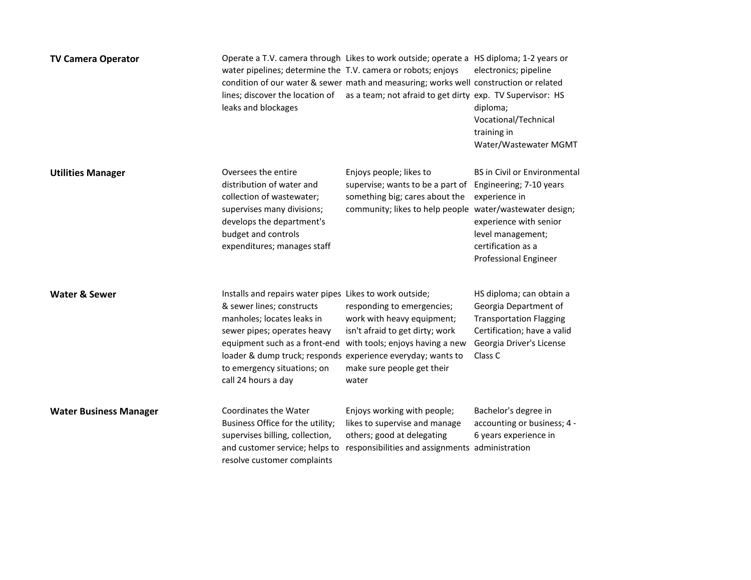| | | | |
|---|---|---|---|
| **TV Camera Operator** | Operate a T.V. camera through water pipelines; determine the condition of our water & sewer lines; discover the location of leaks and blockages | Likes to work outside; operate a T.V. camera or robots; enjoys math and measuring; works well as a team; not afraid to get dirty | HS diploma; 1-2 years or electronics; pipeline construction or related exp. TV Supervisor: HS diploma; Vocational/Technical training in Water/Wastewater MGMT |
| **Utilities Manager** | Oversees the entire distribution of water and collection of wastewater; supervises many divisions; develops the department's budget and controls expenditures; manages staff | Enjoys people; likes to supervise; wants to be a part of something big; cares about the community; likes to help people | BS in Civil or Environmental Engineering; 7-10 years experience in water/wastewater design; experience with senior level management; certification as a Professional Engineer |
| **Water & Sewer** | Installs and repairs water pipes & sewer lines; constructs manholes; locates leaks in sewer pipes; operates heavy equipment such as a front-end loader & dump truck; responds to emergency situations; on call 24 hours a day | Likes to work outside; responding to emergencies; work with heavy equipment; isn't afraid to get dirty; work with tools; enjoys having a new experience everyday; wants to make sure people get their water | HS diploma; can obtain a Georgia Department of Transportation Flagging Certification; have a valid Georgia Driver's License Class C |
| **Water Business Manager** | Coordinates the Water Business Office for the utility; supervises billing, collection, and customer service; helps to resolve customer complaints | Enjoys working with people; likes to supervise and manage others; good at delegating responsibilities and assignments | Bachelor's degree in accounting or business; 4 - 6 years experience in administration |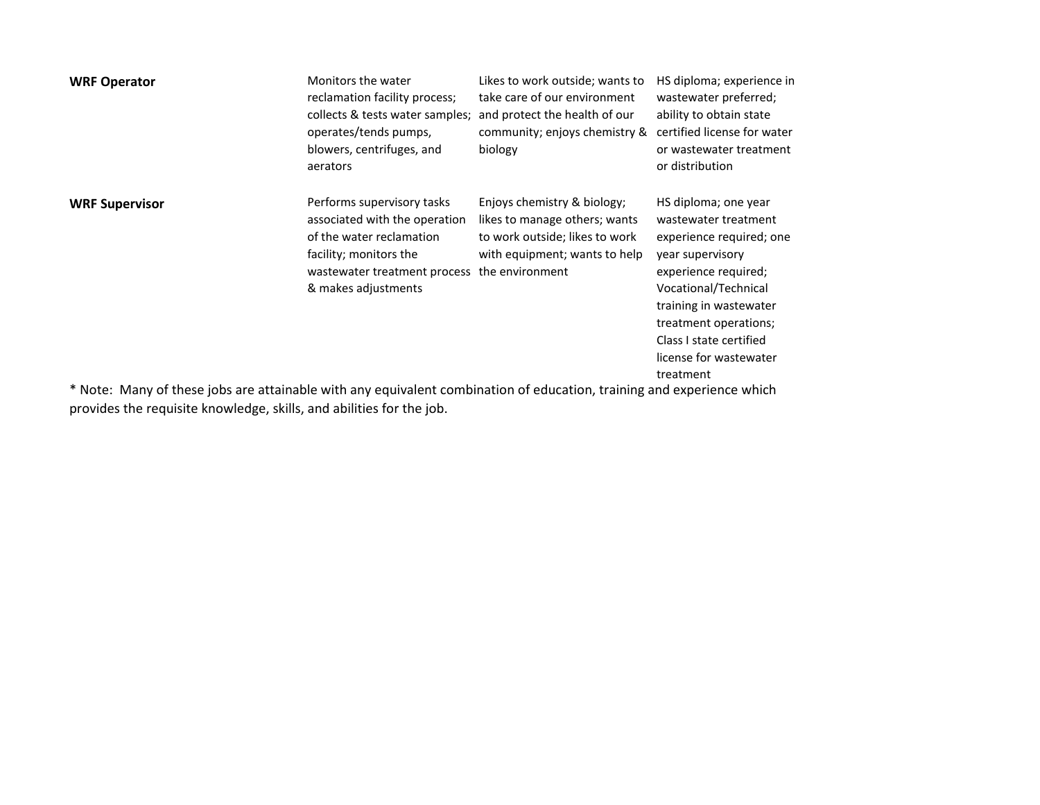| | | | |
|---|---|---|---|
| **WRF Operator** | Monitors the water reclamation facility process; collects & tests water samples; operates/tends pumps, blowers, centrifuges, and aerators | Likes to work outside; wants to take care of our environment and protect the health of our community; enjoys chemistry & biology | HS diploma; experience in wastewater preferred; ability to obtain state certified license for water or wastewater treatment or distribution |
| **WRF Supervisor** | Performs supervisory tasks associated with the operation of the water reclamation facility; monitors the wastewater treatment process & makes adjustments | Enjoys chemistry & biology; likes to manage others; wants to work outside; likes to work with equipment; wants to help the environment | HS diploma; one year wastewater treatment experience required; one year supervisory experience required; Vocational/Technical training in wastewater treatment operations; Class I state certified license for wastewater treatment |

* Note: Many of these jobs are attainable with any equivalent combination of education, training and experience which provides the requisite knowledge, skills, and abilities for the job.